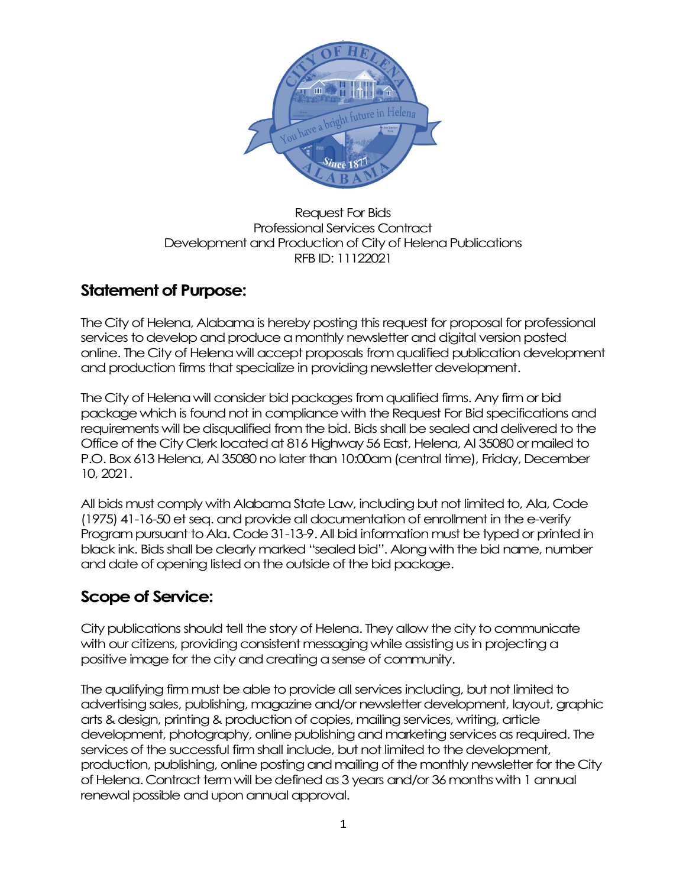Request For Bids
Professional Services Contract
Development and Production of City of Helena Publications
RFB ID: 11122021

## Statement of Purpose:

The City of Helena, Alabama is hereby posting this request for proposal for professional services to develop and produce a monthly newsletter and digital version posted online. The City of Helena will accept proposals from qualified publication development and production firms that specialize in providing newsletter development.

The City of Helena will consider bid packages from qualified firms. Any firm or bid package which is found not in compliance with the Request For Bid specifications and requirements will be disqualified from the bid. Bids shall be sealed and delivered to the Office of the City Clerk located at 816 Highway 56 East, Helena, Al 35080 or mailed to P.O. Box 613 Helena, Al 35080 no later than 10:00am (central time), Friday, December 10, 2021.

All bids must comply with Alabama State Law, including but not limited to, Ala, Code (1975) 41-16-50 et seq. and provide all documentation of enrollment in the e-verify Program pursuant to Ala. Code 31-13-9. All bid information must be typed or printed in black ink. Bids shall be clearly marked "sealed bid". Along with the bid name, number and date of opening listed on the outside of the bid package.

## Scope of Service:

City publications should tell the story of Helena. They allow the city to communicate with our citizens, providing consistent messaging while assisting us in projecting a positive image for the city and creating a sense of community.

The qualifying firm must be able to provide all services including, but not limited to advertising sales, publishing, magazine and/or newsletter development, layout, graphic arts & design, printing & production of copies, mailing services, writing, article development, photography, online publishing and marketing services as required. The services of the successful firm shall include, but not limited to the development, production, publishing, online posting and mailing of the monthly newsletter for the City of Helena. Contract term will be defined as 3 years and/or 36 months with 1 annual renewal possible and upon annual approval.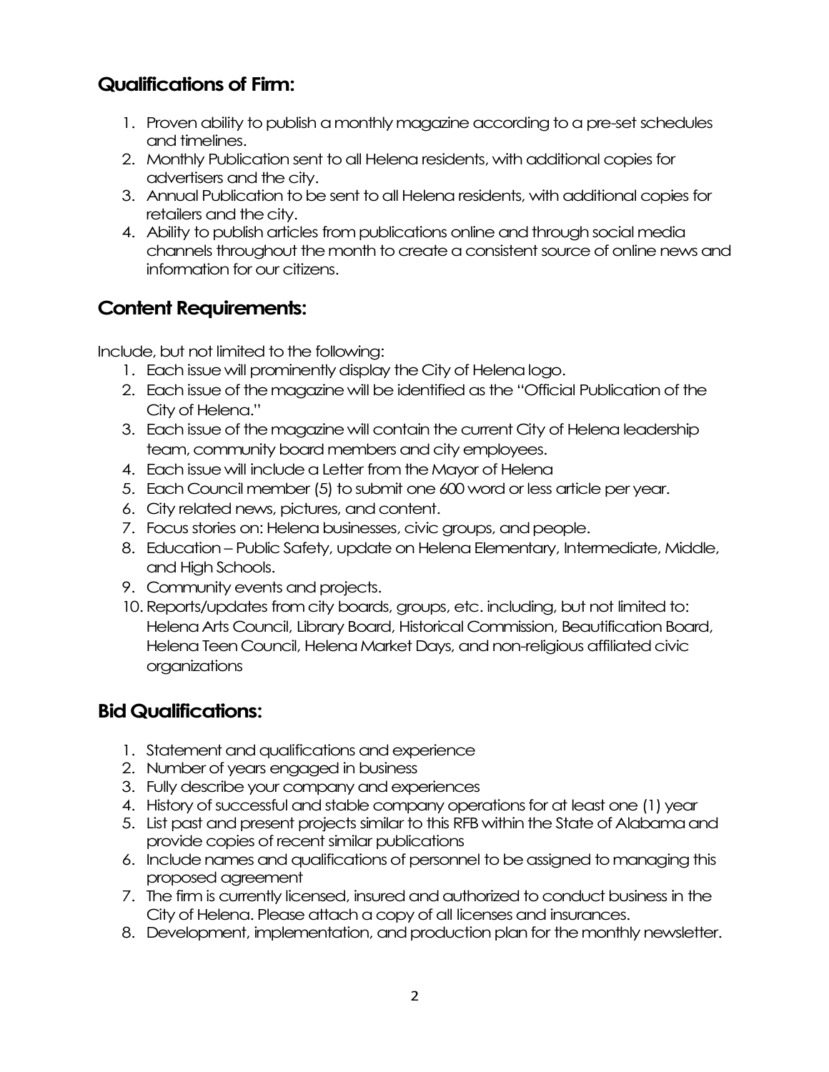## Qualifications of Firm:

1. Proven ability to publish a monthly magazine according to a pre-set schedules and timelines.
2. Monthly Publication sent to all Helena residents, with additional copies for advertisers and the city.
3. Annual Publication to be sent to all Helena residents, with additional copies for retailers and the city.
4. Ability to publish articles from publications online and through social media channels throughout the month to create a consistent source of online news and information for our citizens.

## Content Requirements:

Include, but not limited to the following:

1. Each issue will prominently display the City of Helena logo.
2. Each issue of the magazine will be identified as the "Official Publication of the City of Helena."
3. Each issue of the magazine will contain the current City of Helena leadership team, community board members and city employees.
4. Each issue will include a Letter from the Mayor of Helena
5. Each Council member (5) to submit one 600 word or less article per year.
6. City related news, pictures, and content.
7. Focus stories on: Helena businesses, civic groups, and people.
8. Education – Public Safety, update on Helena Elementary, Intermediate, Middle, and High Schools.
9. Community events and projects.
10. Reports/updates from city boards, groups, etc. including, but not limited to: Helena Arts Council, Library Board, Historical Commission, Beautification Board, Helena Teen Council, Helena Market Days, and non-religious affiliated civic organizations

## Bid Qualifications:

1. Statement and qualifications and experience
2. Number of years engaged in business
3. Fully describe your company and experiences
4. History of successful and stable company operations for at least one (1) year
5. List past and present projects similar to this RFB within the State of Alabama and provide copies of recent similar publications
6. Include names and qualifications of personnel to be assigned to managing this proposed agreement
7. The firm is currently licensed, insured and authorized to conduct business in the City of Helena. Please attach a copy of all licenses and insurances.
8. Development, implementation, and production plan for the monthly newsletter.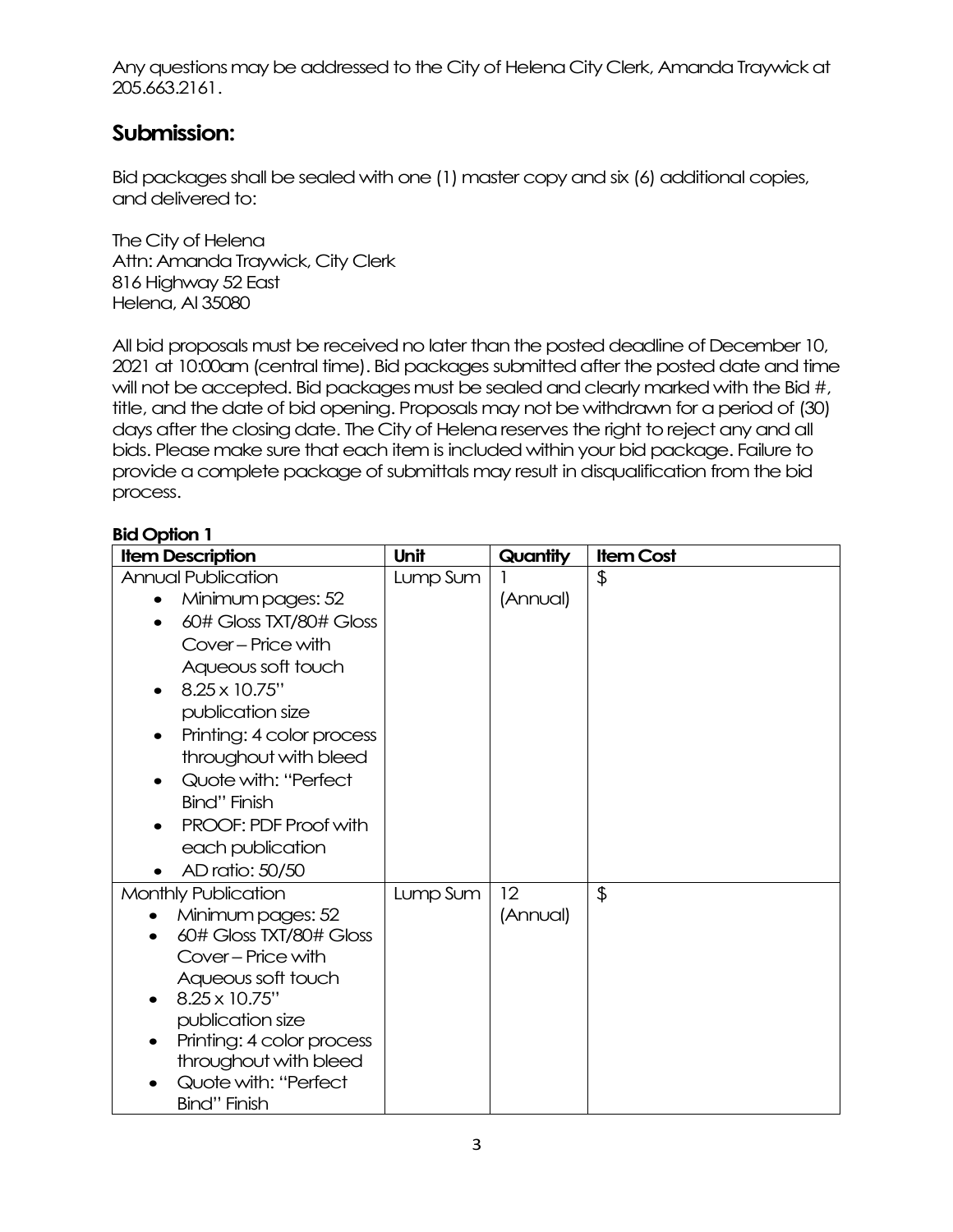Any questions may be addressed to the City of Helena City Clerk, Amanda Traywick at 205.663.2161.

## Submission:

Bid packages shall be sealed with one (1) master copy and six (6) additional copies, and delivered to:

The City of Helena
Attn: Amanda Traywick, City Clerk
816 Highway 52 East
Helena, Al 35080

All bid proposals must be received no later than the posted deadline of December 10, 2021 at 10:00am (central time). Bid packages submitted after the posted date and time will not be accepted. Bid packages must be sealed and clearly marked with the Bid #, title, and the date of bid opening. Proposals may not be withdrawn for a period of (30) days after the closing date. The City of Helena reserves the right to reject any and all bids. Please make sure that each item is included within your bid package. Failure to provide a complete package of submittals may result in disqualification from the bid process.

**Bid Option 1**

| Item Description | Unit | Quantity | Item Cost |
| --- | --- | --- | --- |
| Annual Publication<br>• Minimum pages: 52<br>• 60# Gloss TXT/80# Gloss Cover – Price with Aqueous soft touch<br>• 8.25 x 10.75" publication size<br>• Printing: 4 color process throughout with bleed<br>• Quote with: "Perfect Bind" Finish<br>• PROOF: PDF Proof with each publication<br>• AD ratio: 50/50 | Lump Sum | 1 (Annual) | $ |
| Monthly Publication<br>• Minimum pages: 52<br>• 60# Gloss TXT/80# Gloss Cover – Price with Aqueous soft touch<br>• 8.25 x 10.75" publication size<br>• Printing: 4 color process throughout with bleed<br>• Quote with: "Perfect Bind" Finish | Lump Sum | 12 (Annual) | $ |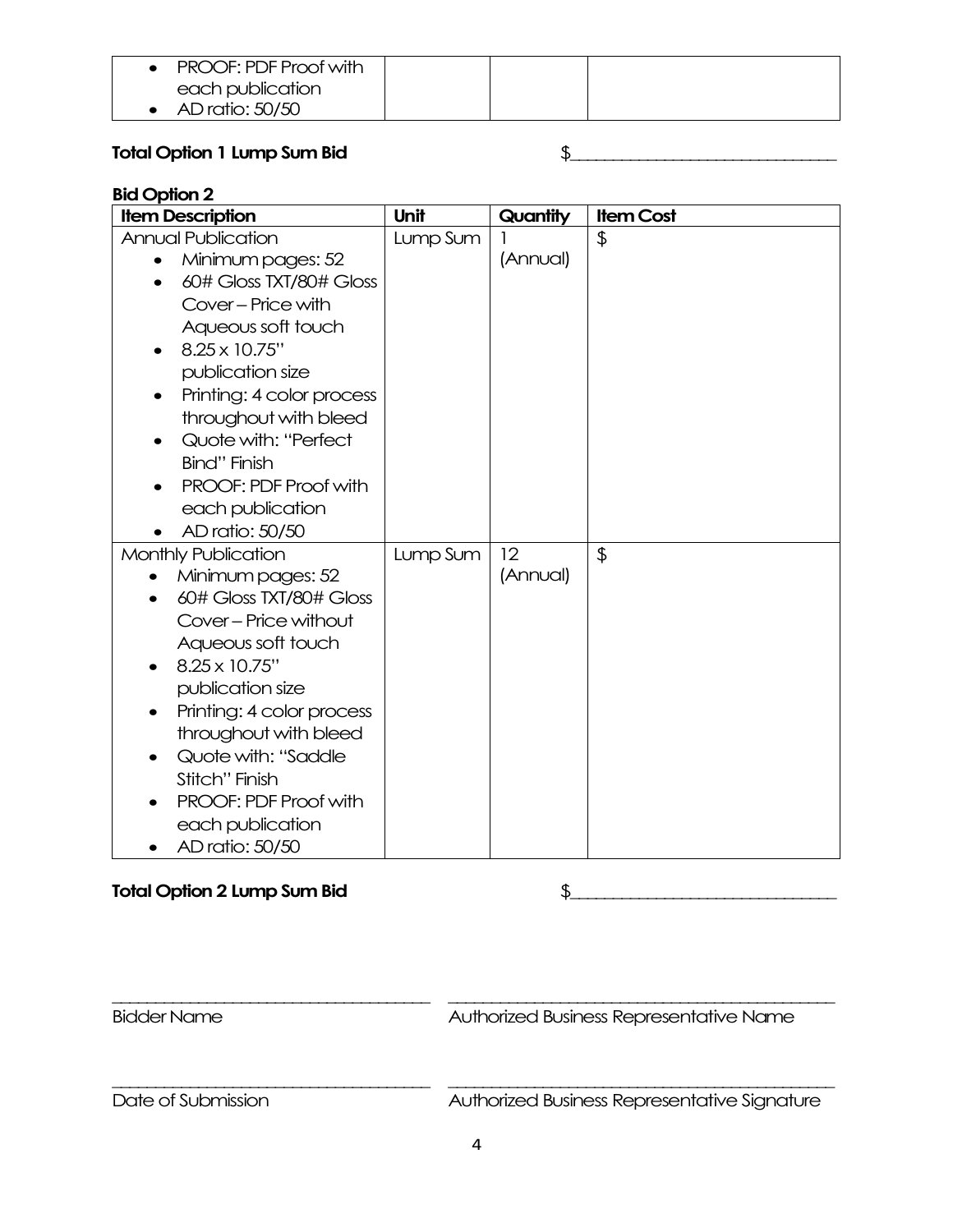| | | | |
|---|---|---|---|
| • PROOF: PDF Proof with each publication<br>• AD ratio: 50/50 | | | |

**Total Option 1 Lump Sum Bid** $______________________________

**Bid Option 2**

| Item Description | Unit | Quantity | Item Cost |
|---|---|---|---|
| Annual Publication<br>• Minimum pages: 52<br>• 60# Gloss TXT/80# Gloss Cover – Price with Aqueous soft touch<br>• 8.25 x 10.75" publication size<br>• Printing: 4 color process throughout with bleed<br>• Quote with: "Perfect Bind" Finish<br>• PROOF: PDF Proof with each publication<br>• AD ratio: 50/50 | Lump Sum | 1 (Annual) | $ |
| Monthly Publication<br>• Minimum pages: 52<br>• 60# Gloss TXT/80# Gloss Cover – Price without Aqueous soft touch<br>• 8.25 x 10.75" publication size<br>• Printing: 4 color process throughout with bleed<br>• Quote with: "Saddle Stitch" Finish<br>• PROOF: PDF Proof with each publication<br>• AD ratio: 50/50 | Lump Sum | 12 (Annual) | $ |

**Total Option 2 Lump Sum Bid** $______________________________

______________________________ ______________________________

Bidder Name Authorized Business Representative Name

______________________________ ______________________________

Date of Submission Authorized Business Representative Signature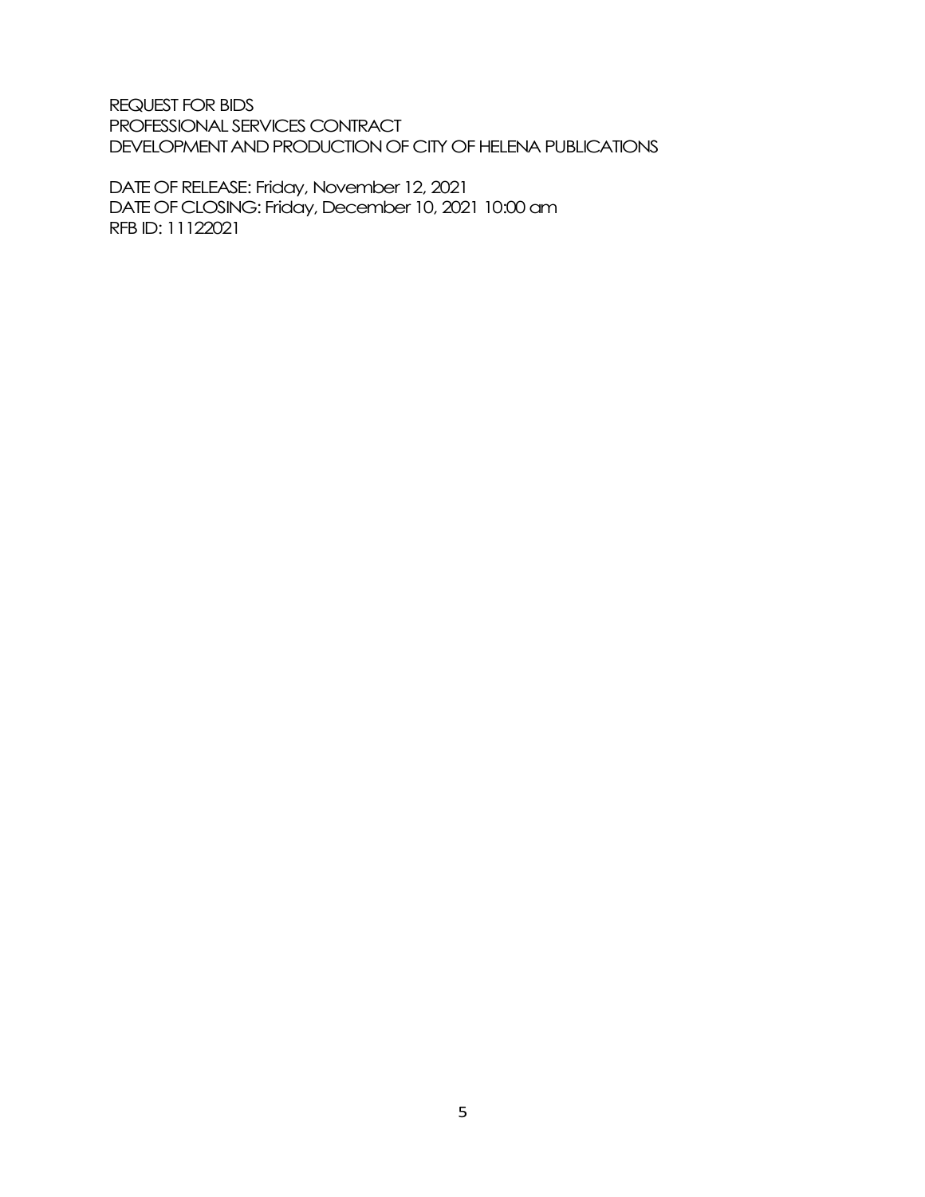REQUEST FOR BIDS
PROFESSIONAL SERVICES CONTRACT
DEVELOPMENT AND PRODUCTION OF CITY OF HELENA PUBLICATIONS

DATE OF RELEASE: Friday, November 12, 2021
DATE OF CLOSING: Friday, December 10, 2021 10:00 am
RFB ID: 11122021